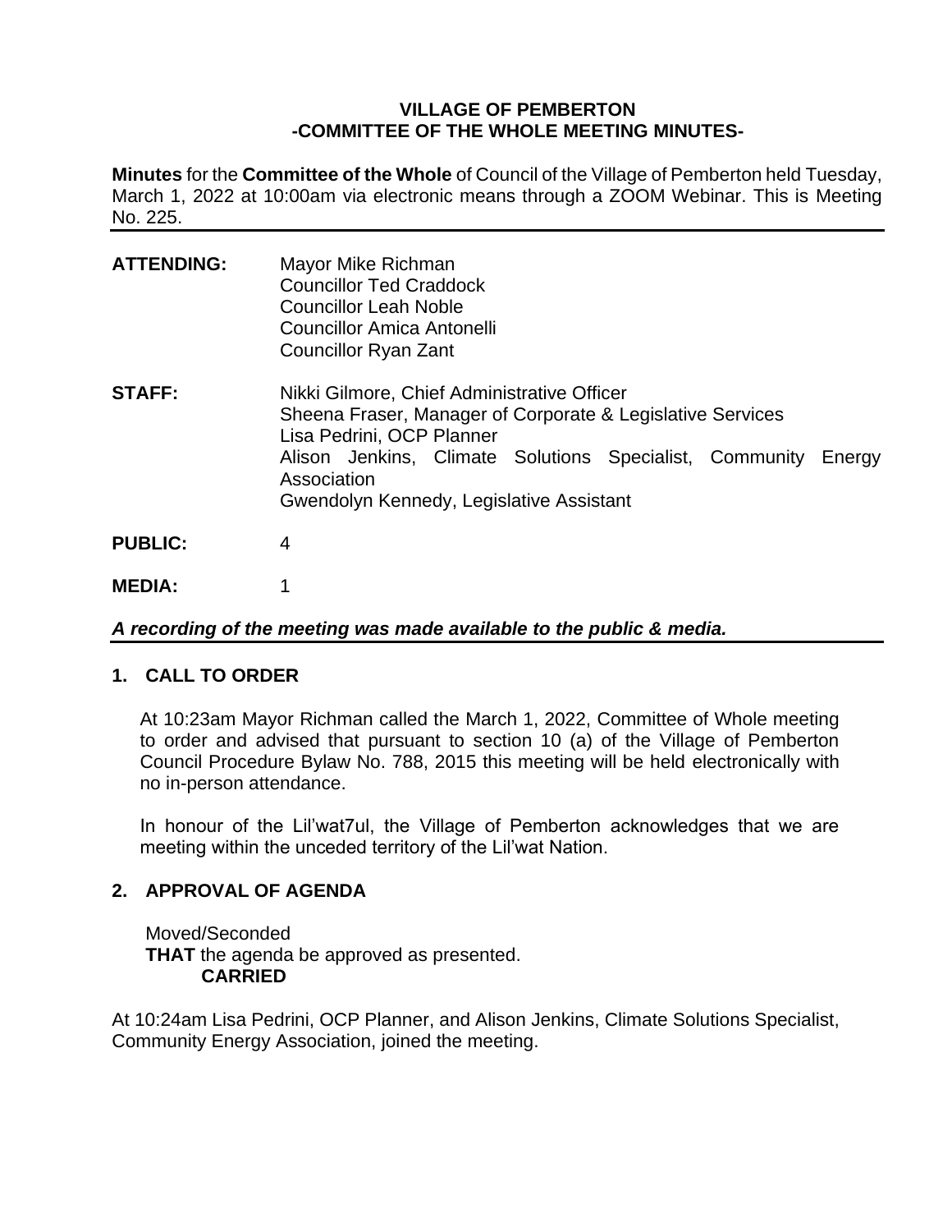# VILLAGE OF PEMBERTON
## -COMMITTEE OF THE WHOLE MEETING MINUTES-

**Minutes** for the **Committee of the Whole** of Council of the Village of Pemberton held Tuesday, March 1, 2022 at 10:00am via electronic means through a ZOOM Webinar. This is Meeting No. 225.

---

| | |
|---|---|
| **ATTENDING:** | Mayor Mike Richman<br>Councillor Ted Craddock<br>Councillor Leah Noble<br>Councillor Amica Antonelli<br>Councillor Ryan Zant |
| **STAFF:** | Nikki Gilmore, Chief Administrative Officer<br>Sheena Fraser, Manager of Corporate & Legislative Services<br>Lisa Pedrini, OCP Planner<br>Alison Jenkins, Climate Solutions Specialist, Community Energy Association<br>Gwendolyn Kennedy, Legislative Assistant |
| **PUBLIC:** | 4 |
| **MEDIA:** | 1 |

***A recording of the meeting was made available to the public & media.***

---

### 1. CALL TO ORDER

At 10:23am Mayor Richman called the March 1, 2022, Committee of Whole meeting to order and advised that pursuant to section 10 (a) of the Village of Pemberton Council Procedure Bylaw No. 788, 2015 this meeting will be held electronically with no in-person attendance.

In honour of the Lil'wat7ul, the Village of Pemberton acknowledges that we are meeting within the unceded territory of the Lil'wat Nation.

### 2. APPROVAL OF AGENDA

Moved/Seconded
**THAT** the agenda be approved as presented.
**CARRIED**

At 10:24am Lisa Pedrini, OCP Planner, and Alison Jenkins, Climate Solutions Specialist, Community Energy Association, joined the meeting.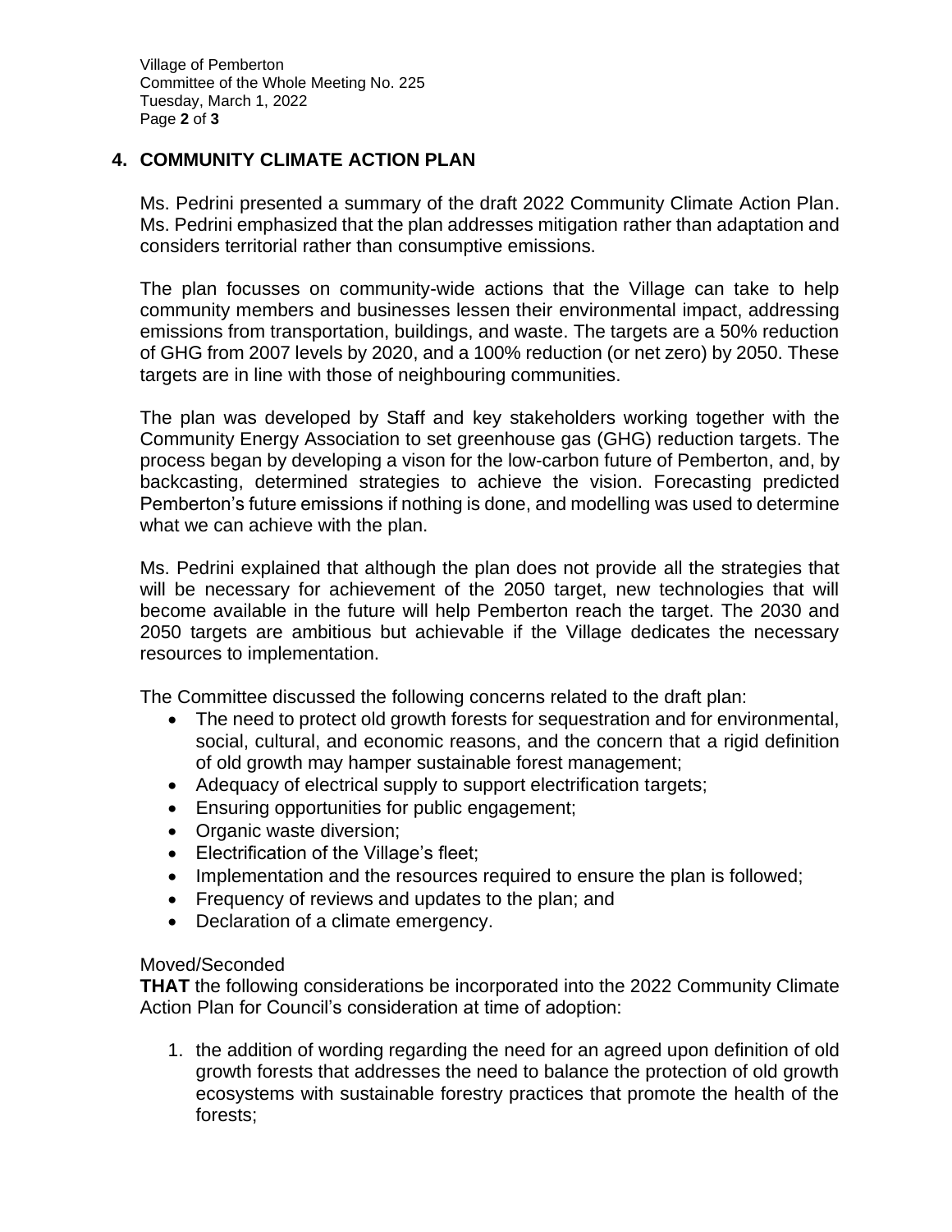## 4. COMMUNITY CLIMATE ACTION PLAN

Ms. Pedrini presented a summary of the draft 2022 Community Climate Action Plan. Ms. Pedrini emphasized that the plan addresses mitigation rather than adaptation and considers territorial rather than consumptive emissions.

The plan focusses on community-wide actions that the Village can take to help community members and businesses lessen their environmental impact, addressing emissions from transportation, buildings, and waste. The targets are a 50% reduction of GHG from 2007 levels by 2020, and a 100% reduction (or net zero) by 2050. These targets are in line with those of neighbouring communities.

The plan was developed by Staff and key stakeholders working together with the Community Energy Association to set greenhouse gas (GHG) reduction targets. The process began by developing a vison for the low-carbon future of Pemberton, and, by backcasting, determined strategies to achieve the vision. Forecasting predicted Pemberton's future emissions if nothing is done, and modelling was used to determine what we can achieve with the plan.

Ms. Pedrini explained that although the plan does not provide all the strategies that will be necessary for achievement of the 2050 target, new technologies that will become available in the future will help Pemberton reach the target. The 2030 and 2050 targets are ambitious but achievable if the Village dedicates the necessary resources to implementation.

The Committee discussed the following concerns related to the draft plan:

- The need to protect old growth forests for sequestration and for environmental, social, cultural, and economic reasons, and the concern that a rigid definition of old growth may hamper sustainable forest management;
- Adequacy of electrical supply to support electrification targets;
- Ensuring opportunities for public engagement;
- Organic waste diversion;
- Electrification of the Village's fleet;
- Implementation and the resources required to ensure the plan is followed;
- Frequency of reviews and updates to the plan; and
- Declaration of a climate emergency.

Moved/Seconded

**THAT** the following considerations be incorporated into the 2022 Community Climate Action Plan for Council's consideration at time of adoption:

1. the addition of wording regarding the need for an agreed upon definition of old growth forests that addresses the need to balance the protection of old growth ecosystems with sustainable forestry practices that promote the health of the forests;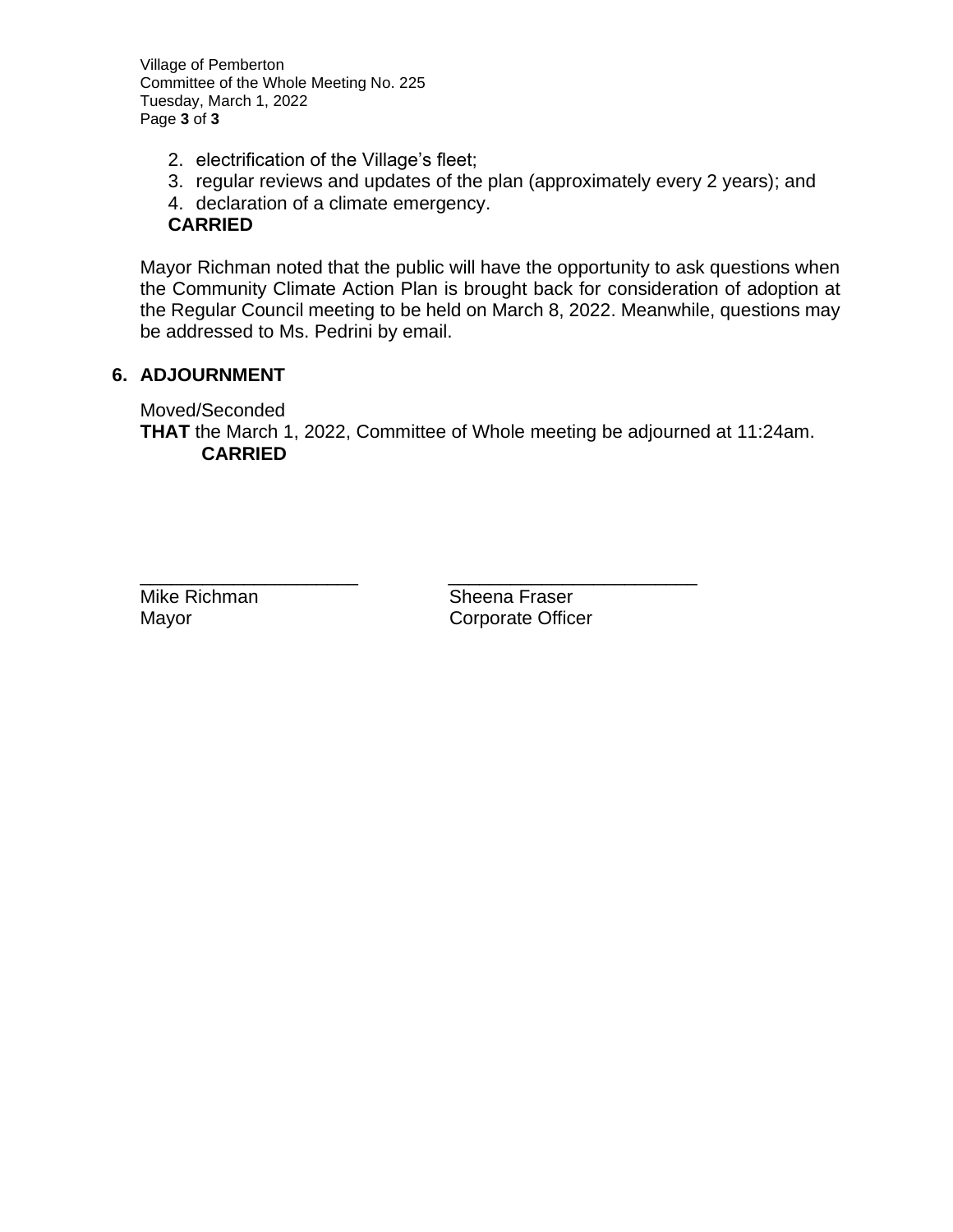2. electrification of the Village's fleet;
3. regular reviews and updates of the plan (approximately every 2 years); and
4. declaration of a climate emergency.

**CARRIED**

Mayor Richman noted that the public will have the opportunity to ask questions when the Community Climate Action Plan is brought back for consideration of adoption at the Regular Council meeting to be held on March 8, 2022. Meanwhile, questions may be addressed to Ms. Pedrini by email.

## 6. ADJOURNMENT

Moved/Seconded

**THAT** the March 1, 2022, Committee of Whole meeting be adjourned at 11:24am.

**CARRIED**

| | |
|---|---|
| _____________________ | ________________________ |
| Mike Richman | Sheena Fraser |
| Mayor | Corporate Officer |